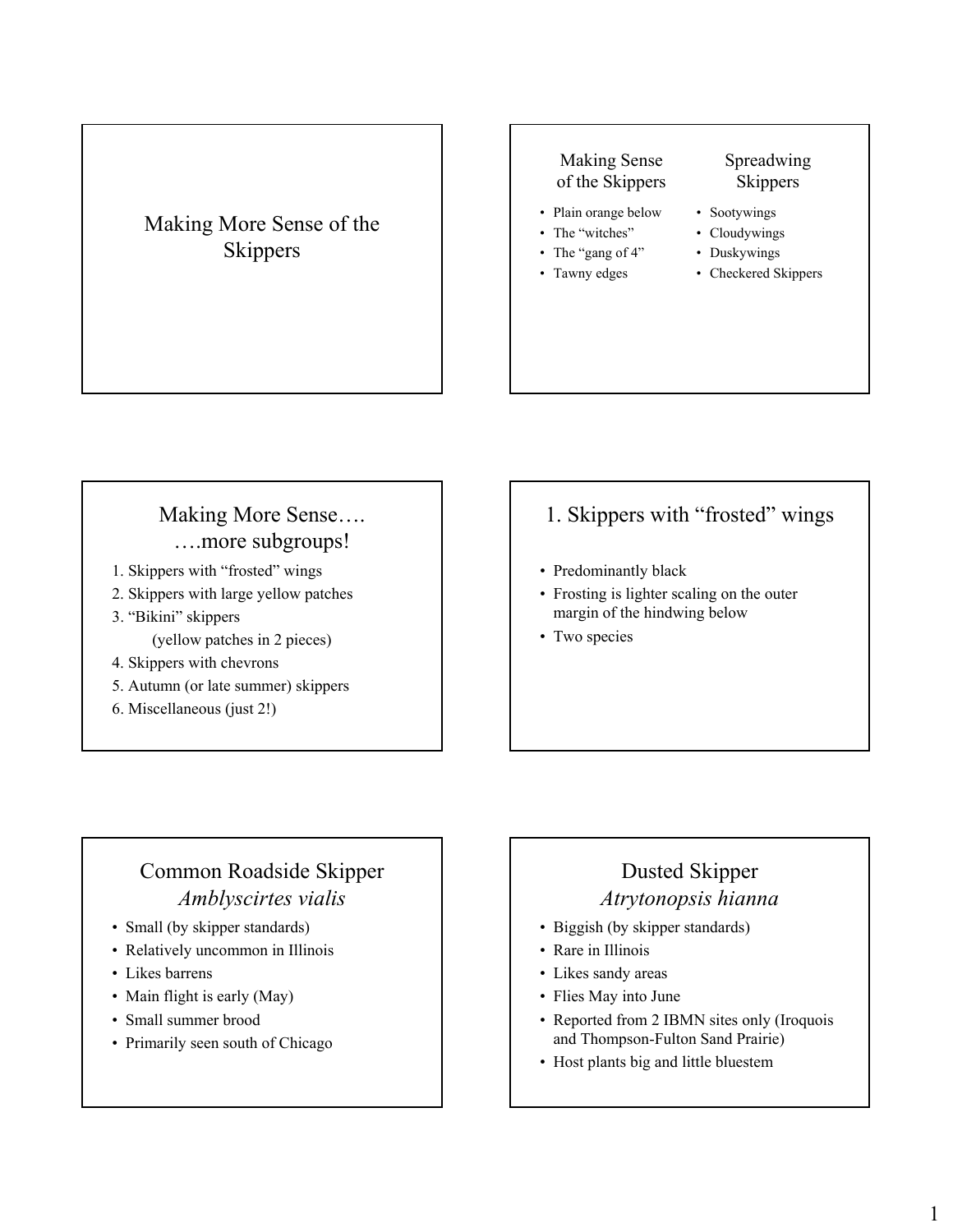## Making More Sense of the Skippers

---

| Making Sense of the Skippers | Spreadwing Skippers |
| --- | --- |
| • Plain orange below | • Sootywings |
| • The "witches" | • Cloudywings |
| • The "gang of 4" | • Duskywings |
| • Tawny edges | • Checkered Skippers |

---

## Making More Sense…. ….more subgroups!

1. Skippers with "frosted" wings
2. Skippers with large yellow patches
3. "Bikini" skippers
   (yellow patches in 2 pieces)
4. Skippers with chevrons
5. Autumn (or late summer) skippers
6. Miscellaneous (just 2!)

---

## 1. Skippers with "frosted" wings

- Predominantly black
- Frosting is lighter scaling on the outer margin of the hindwing below
- Two species

---

## Common Roadside Skipper *Amblyscirtes vialis*

- Small (by skipper standards)
- Relatively uncommon in Illinois
- Likes barrens
- Main flight is early (May)
- Small summer brood
- Primarily seen south of Chicago

---

## Dusted Skipper *Atrytonopsis hianna*

- Biggish (by skipper standards)
- Rare in Illinois
- Likes sandy areas
- Flies May into June
- Reported from 2 IBMN sites only (Iroquois and Thompson-Fulton Sand Prairie)
- Host plants big and little bluestem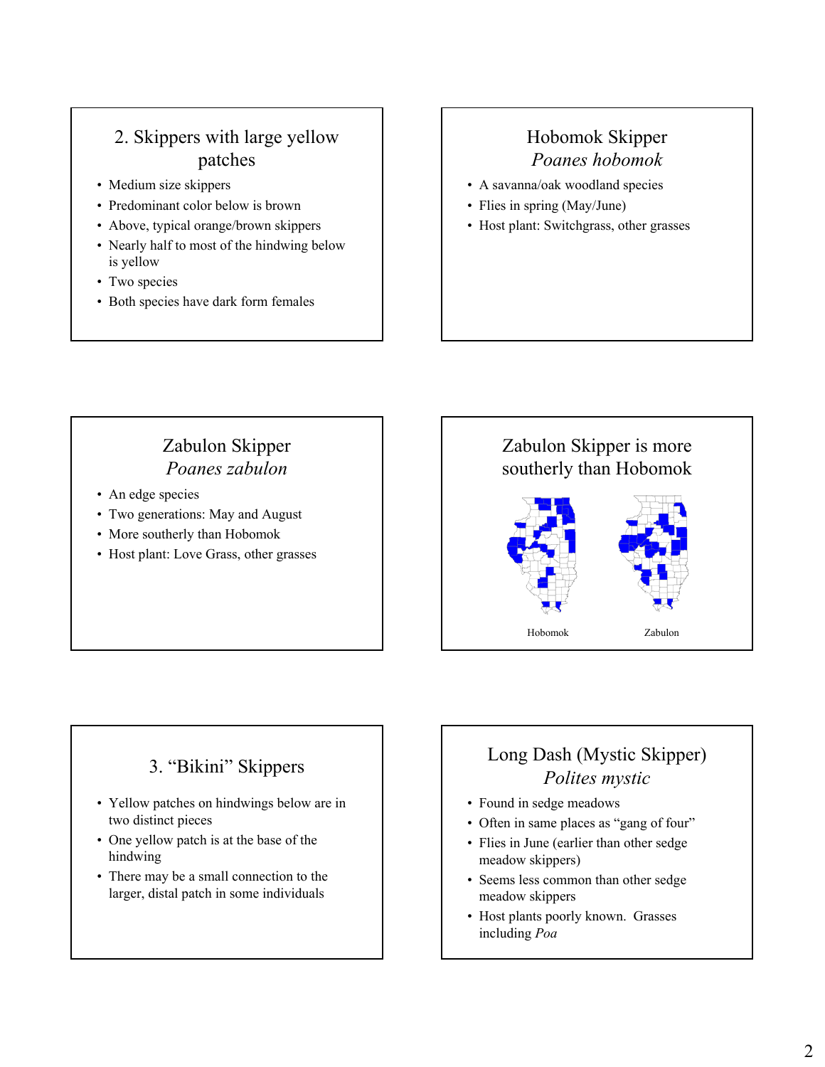## 2. Skippers with large yellow patches

- Medium size skippers
- Predominant color below is brown
- Above, typical orange/brown skippers
- Nearly half to most of the hindwing below is yellow
- Two species
- Both species have dark form females

## Hobomok Skipper *Poanes hobomok*

- A savanna/oak woodland species
- Flies in spring (May/June)
- Host plant: Switchgrass, other grasses

## Zabulon Skipper *Poanes zabulon*

- An edge species
- Two generations: May and August
- More southerly than Hobomok
- Host plant: Love Grass, other grasses

## Zabulon Skipper is more southerly than Hobomok

Hobomok Zabulon

## 3. "Bikini" Skippers

- Yellow patches on hindwings below are in two distinct pieces
- One yellow patch is at the base of the hindwing
- There may be a small connection to the larger, distal patch in some individuals

## Long Dash (Mystic Skipper) *Polites mystic*

- Found in sedge meadows
- Often in same places as "gang of four"
- Flies in June (earlier than other sedge meadow skippers)
- Seems less common than other sedge meadow skippers
- Host plants poorly known. Grasses including *Poa*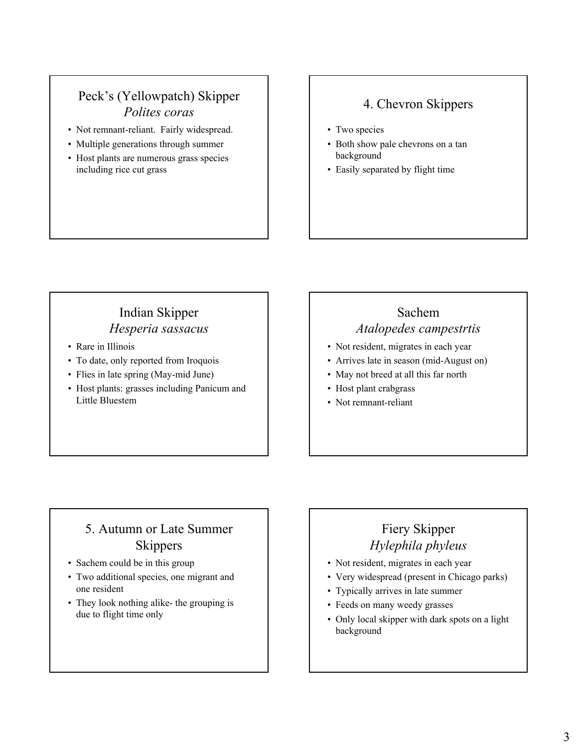## Peck's (Yellowpatch) Skipper *Polites coras*

- Not remnant-reliant. Fairly widespread.
- Multiple generations through summer
- Host plants are numerous grass species including rice cut grass

## 4. Chevron Skippers

- Two species
- Both show pale chevrons on a tan background
- Easily separated by flight time

## Indian Skipper *Hesperia sassacus*

- Rare in Illinois
- To date, only reported from Iroquois
- Flies in late spring (May-mid June)
- Host plants: grasses including Panicum and Little Bluestem

## Sachem *Atalopedes campestrtis*

- Not resident, migrates in each year
- Arrives late in season (mid-August on)
- May not breed at all this far north
- Host plant crabgrass
- Not remnant-reliant

## 5. Autumn or Late Summer Skippers

- Sachem could be in this group
- Two additional species, one migrant and one resident
- They look nothing alike- the grouping is due to flight time only

## Fiery Skipper *Hylephila phyleus*

- Not resident, migrates in each year
- Very widespread (present in Chicago parks)
- Typically arrives in late summer
- Feeds on many weedy grasses
- Only local skipper with dark spots on a light background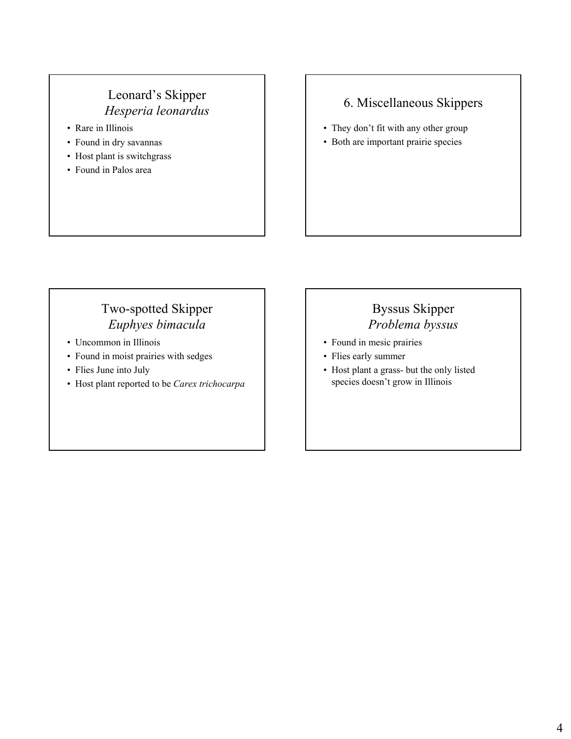## Leonard's Skipper
## *Hesperia leonardus*

- Rare in Illinois
- Found in dry savannas
- Host plant is switchgrass
- Found in Palos area

## 6. Miscellaneous Skippers

- They don't fit with any other group
- Both are important prairie species

## Two-spotted Skipper
## *Euphyes bimacula*

- Uncommon in Illinois
- Found in moist prairies with sedges
- Flies June into July
- Host plant reported to be *Carex trichocarpa*

## Byssus Skipper
## *Problema byssus*

- Found in mesic prairies
- Flies early summer
- Host plant a grass- but the only listed species doesn't grow in Illinois